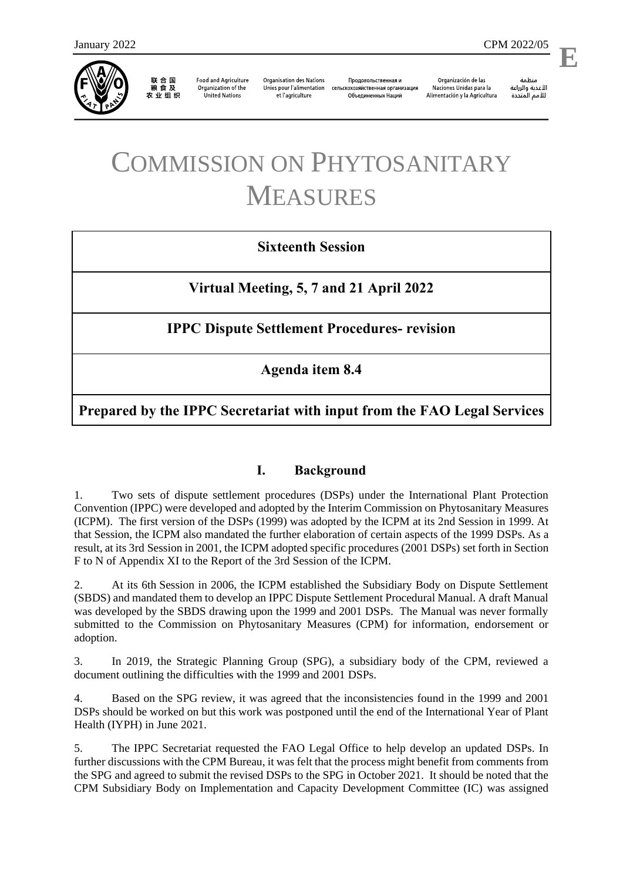January 2022 CPM 2022/05

**E**

联合国粮食及农业组织 | Food and Agriculture Organization of the United Nations | Organisation des Nations Unies pour l'alimentation et l'agriculture | Продовольственная и сельскохозяйственная организация Объединенных Наций | Organización de las Naciones Unidas para la Alimentación y la Agricultura | منظمة الأغذية والزراعة للأمم المتحدة

# COMMISSION ON PHYTOSANITARY MEASURES

**Sixteenth Session**

**Virtual Meeting, 5, 7 and 21 April 2022**

**IPPC Dispute Settlement Procedures- revision**

**Agenda item 8.4**

**Prepared by the IPPC Secretariat with input from the FAO Legal Services**

## I. Background

1. Two sets of dispute settlement procedures (DSPs) under the International Plant Protection Convention (IPPC) were developed and adopted by the Interim Commission on Phytosanitary Measures (ICPM). The first version of the DSPs (1999) was adopted by the ICPM at its 2nd Session in 1999. At that Session, the ICPM also mandated the further elaboration of certain aspects of the 1999 DSPs. As a result, at its 3rd Session in 2001, the ICPM adopted specific procedures (2001 DSPs) set forth in Section F to N of Appendix XI to the Report of the 3rd Session of the ICPM.

2. At its 6th Session in 2006, the ICPM established the Subsidiary Body on Dispute Settlement (SBDS) and mandated them to develop an IPPC Dispute Settlement Procedural Manual. A draft Manual was developed by the SBDS drawing upon the 1999 and 2001 DSPs. The Manual was never formally submitted to the Commission on Phytosanitary Measures (CPM) for information, endorsement or adoption.

3. In 2019, the Strategic Planning Group (SPG), a subsidiary body of the CPM, reviewed a document outlining the difficulties with the 1999 and 2001 DSPs.

4. Based on the SPG review, it was agreed that the inconsistencies found in the 1999 and 2001 DSPs should be worked on but this work was postponed until the end of the International Year of Plant Health (IYPH) in June 2021.

5. The IPPC Secretariat requested the FAO Legal Office to help develop an updated DSPs. In further discussions with the CPM Bureau, it was felt that the process might benefit from comments from the SPG and agreed to submit the revised DSPs to the SPG in October 2021. It should be noted that the CPM Subsidiary Body on Implementation and Capacity Development Committee (IC) was assigned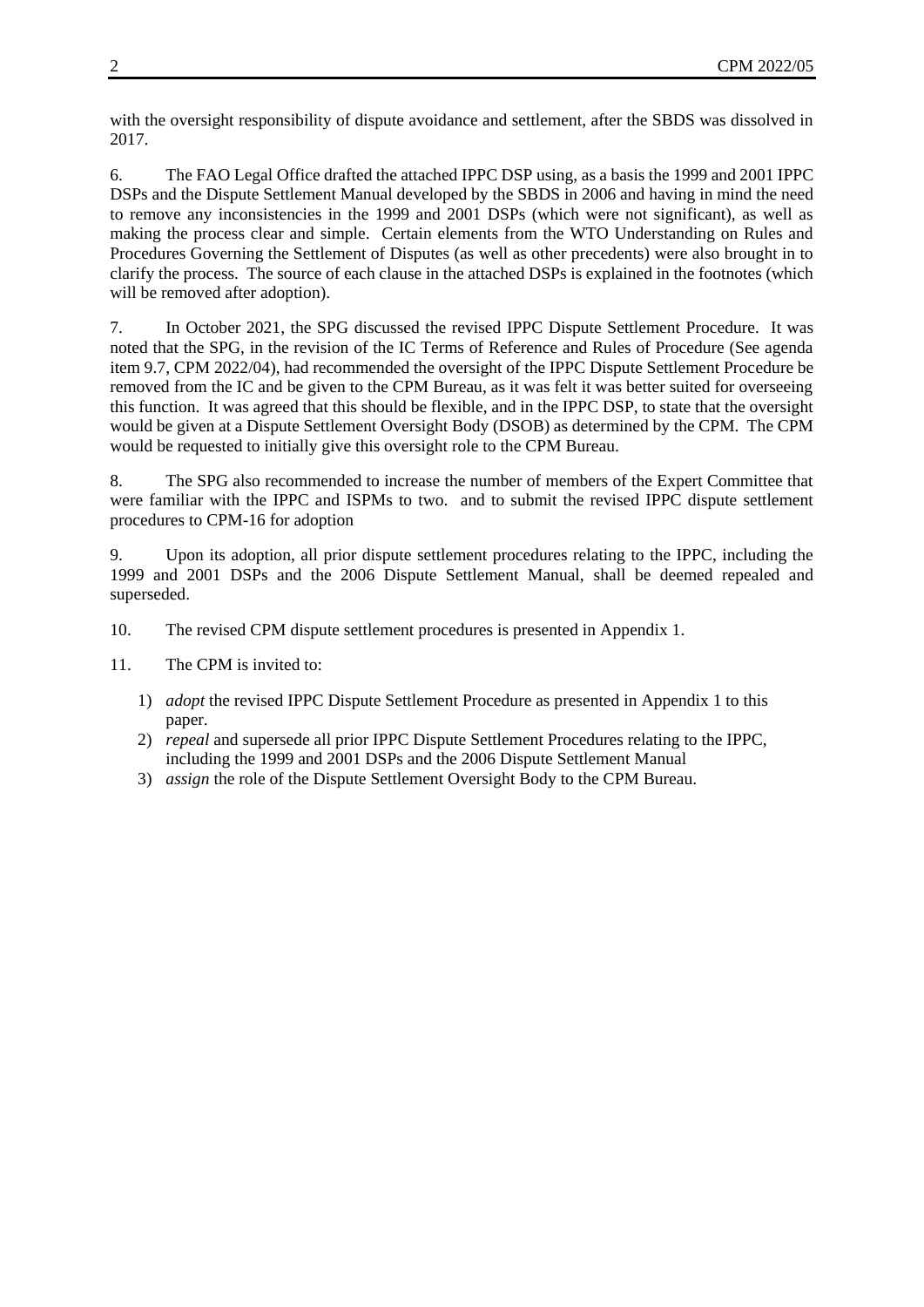with the oversight responsibility of dispute avoidance and settlement, after the SBDS was dissolved in 2017.

6. The FAO Legal Office drafted the attached IPPC DSP using, as a basis the 1999 and 2001 IPPC DSPs and the Dispute Settlement Manual developed by the SBDS in 2006 and having in mind the need to remove any inconsistencies in the 1999 and 2001 DSPs (which were not significant), as well as making the process clear and simple. Certain elements from the WTO Understanding on Rules and Procedures Governing the Settlement of Disputes (as well as other precedents) were also brought in to clarify the process. The source of each clause in the attached DSPs is explained in the footnotes (which will be removed after adoption).

7. In October 2021, the SPG discussed the revised IPPC Dispute Settlement Procedure. It was noted that the SPG, in the revision of the IC Terms of Reference and Rules of Procedure (See agenda item 9.7, CPM 2022/04), had recommended the oversight of the IPPC Dispute Settlement Procedure be removed from the IC and be given to the CPM Bureau, as it was felt it was better suited for overseeing this function. It was agreed that this should be flexible, and in the IPPC DSP, to state that the oversight would be given at a Dispute Settlement Oversight Body (DSOB) as determined by the CPM. The CPM would be requested to initially give this oversight role to the CPM Bureau.

8. The SPG also recommended to increase the number of members of the Expert Committee that were familiar with the IPPC and ISPMs to two. and to submit the revised IPPC dispute settlement procedures to CPM-16 for adoption

9. Upon its adoption, all prior dispute settlement procedures relating to the IPPC, including the 1999 and 2001 DSPs and the 2006 Dispute Settlement Manual, shall be deemed repealed and superseded.

10. The revised CPM dispute settlement procedures is presented in Appendix 1.

11. The CPM is invited to:

1) *adopt* the revised IPPC Dispute Settlement Procedure as presented in Appendix 1 to this paper.
2) *repeal* and supersede all prior IPPC Dispute Settlement Procedures relating to the IPPC, including the 1999 and 2001 DSPs and the 2006 Dispute Settlement Manual
3) *assign* the role of the Dispute Settlement Oversight Body to the CPM Bureau.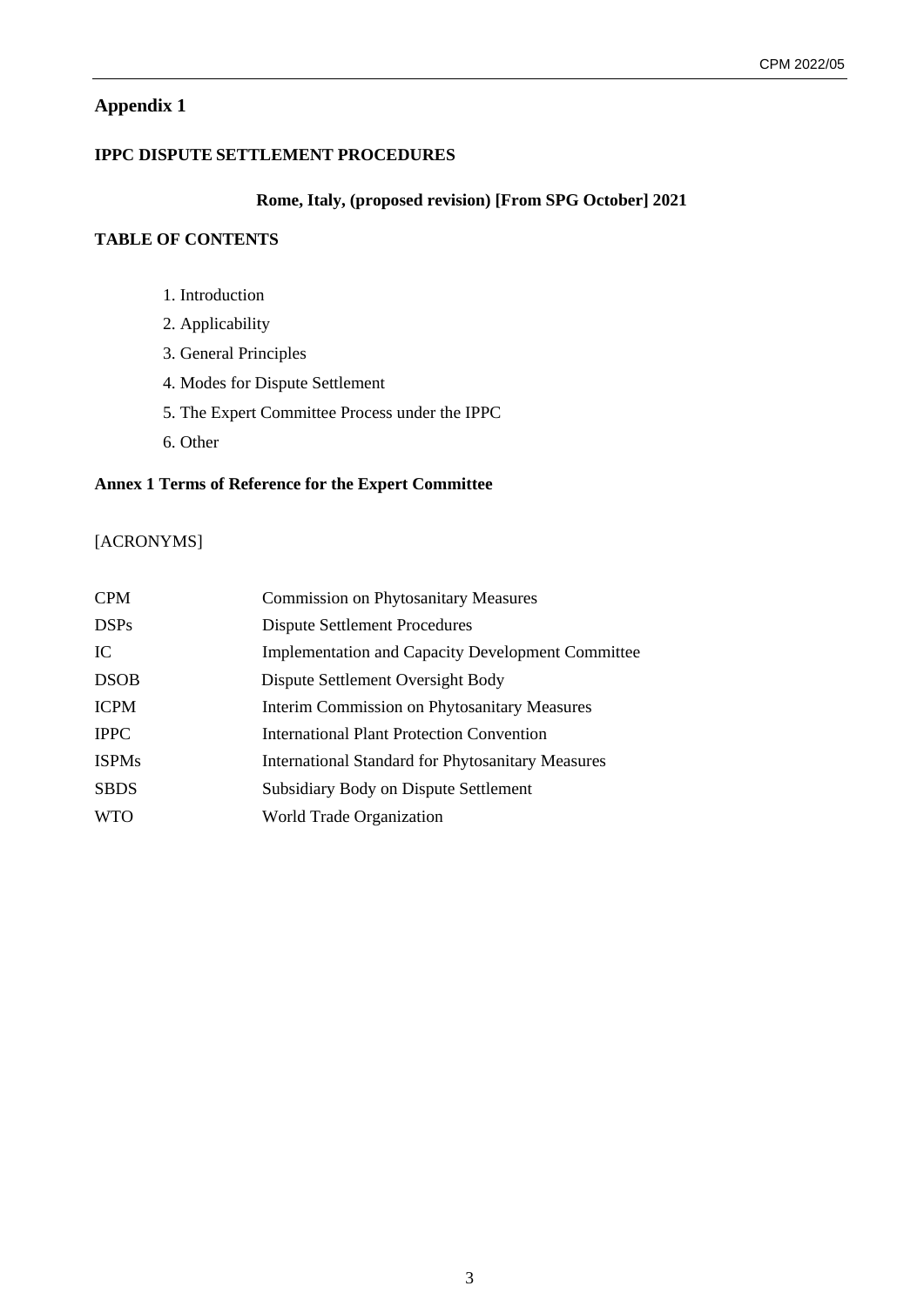## Appendix 1

**IPPC DISPUTE SETTLEMENT PROCEDURES**

**Rome, Italy, (proposed revision) [From SPG October] 2021**

**TABLE OF CONTENTS**

1. Introduction
2. Applicability
3. General Principles
4. Modes for Dispute Settlement
5. The Expert Committee Process under the IPPC
6. Other

**Annex 1 Terms of Reference for the Expert Committee**

[ACRONYMS]

| | |
|---|---|
| CPM | Commission on Phytosanitary Measures |
| DSPs | Dispute Settlement Procedures |
| IC | Implementation and Capacity Development Committee |
| DSOB | Dispute Settlement Oversight Body |
| ICPM | Interim Commission on Phytosanitary Measures |
| IPPC | International Plant Protection Convention |
| ISPMs | International Standard for Phytosanitary Measures |
| SBDS | Subsidiary Body on Dispute Settlement |
| WTO | World Trade Organization |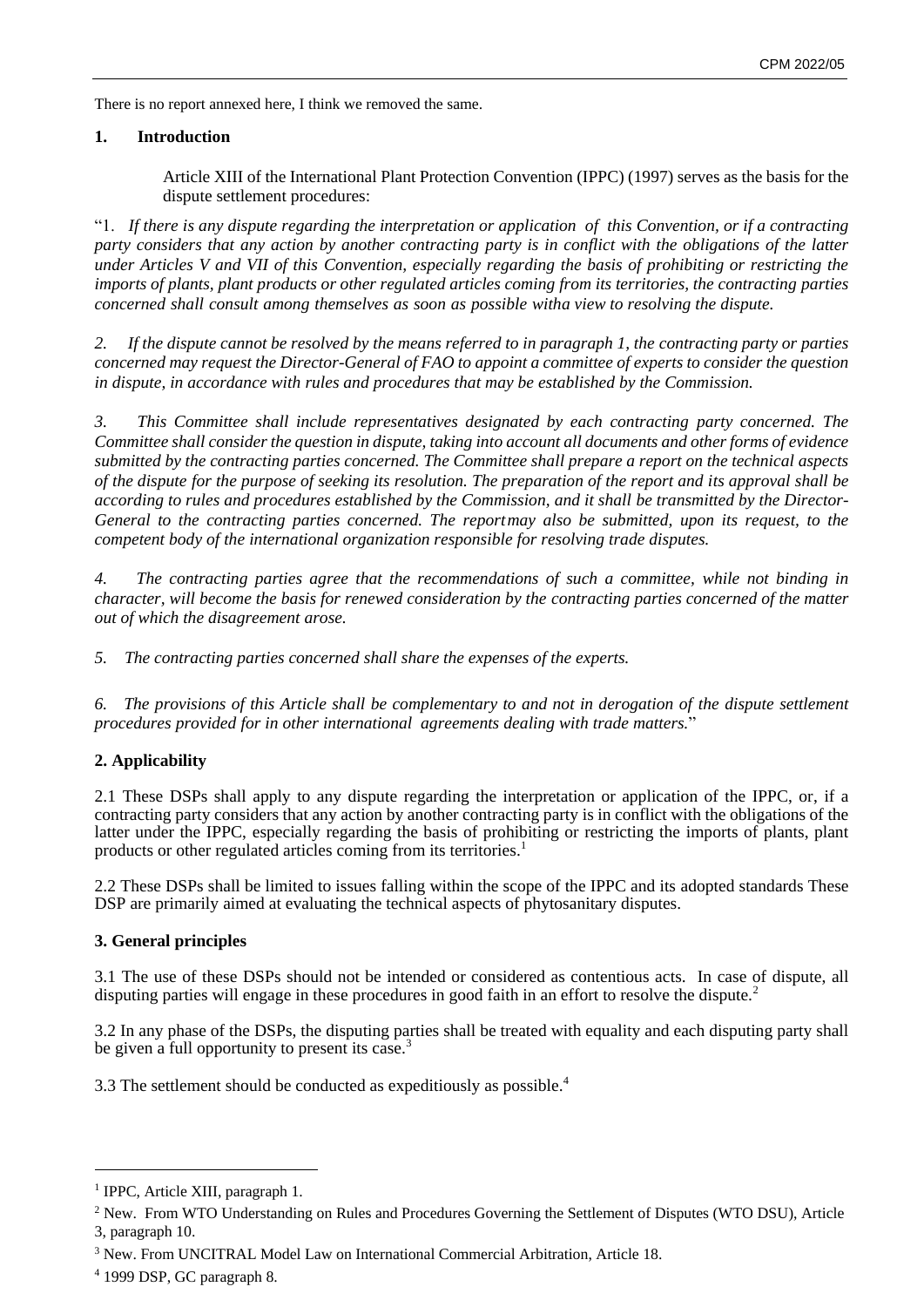There is no report annexed here, I think we removed the same.

## 1. Introduction

Article XIII of the International Plant Protection Convention (IPPC) (1997) serves as the basis for the dispute settlement procedures:

"1. *If there is any dispute regarding the interpretation or application of this Convention, or if a contracting party considers that any action by another contracting party is in conflict with the obligations of the latter under Articles V and VII of this Convention, especially regarding the basis of prohibiting or restricting the imports of plants, plant products or other regulated articles coming from its territories, the contracting parties concerned shall consult among themselves as soon as possible witha view to resolving the dispute.*

*2. If the dispute cannot be resolved by the means referred to in paragraph 1, the contracting party or parties concerned may request the Director-General of FAO to appoint a committee of experts to consider the question in dispute, in accordance with rules and procedures that may be established by the Commission.*

*3. This Committee shall include representatives designated by each contracting party concerned. The Committee shall consider the question in dispute, taking into account all documents and other forms of evidence submitted by the contracting parties concerned. The Committee shall prepare a report on the technical aspects of the dispute for the purpose of seeking its resolution. The preparation of the report and its approval shall be according to rules and procedures established by the Commission, and it shall be transmitted by the Director-General to the contracting parties concerned. The reportmay also be submitted, upon its request, to the competent body of the international organization responsible for resolving trade disputes.*

*4. The contracting parties agree that the recommendations of such a committee, while not binding in character, will become the basis for renewed consideration by the contracting parties concerned of the matter out of which the disagreement arose.*

*5. The contracting parties concerned shall share the expenses of the experts.*

*6. The provisions of this Article shall be complementary to and not in derogation of the dispute settlement procedures provided for in other international agreements dealing with trade matters.*"

## 2. Applicability

2.1 These DSPs shall apply to any dispute regarding the interpretation or application of the IPPC, or, if a contracting party considers that any action by another contracting party is in conflict with the obligations of the latter under the IPPC, especially regarding the basis of prohibiting or restricting the imports of plants, plant products or other regulated articles coming from its territories.[1]

2.2 These DSPs shall be limited to issues falling within the scope of the IPPC and its adopted standards These DSP are primarily aimed at evaluating the technical aspects of phytosanitary disputes.

## 3. General principles

3.1 The use of these DSPs should not be intended or considered as contentious acts. In case of dispute, all disputing parties will engage in these procedures in good faith in an effort to resolve the dispute.[2]

3.2 In any phase of the DSPs, the disputing parties shall be treated with equality and each disputing party shall be given a full opportunity to present its case.[3]

3.3 The settlement should be conducted as expeditiously as possible.[4]

---

[1] IPPC, Article XIII, paragraph 1.

[2] New. From WTO Understanding on Rules and Procedures Governing the Settlement of Disputes (WTO DSU), Article 3, paragraph 10.

[3] New. From UNCITRAL Model Law on International Commercial Arbitration, Article 18.

[4] 1999 DSP, GC paragraph 8.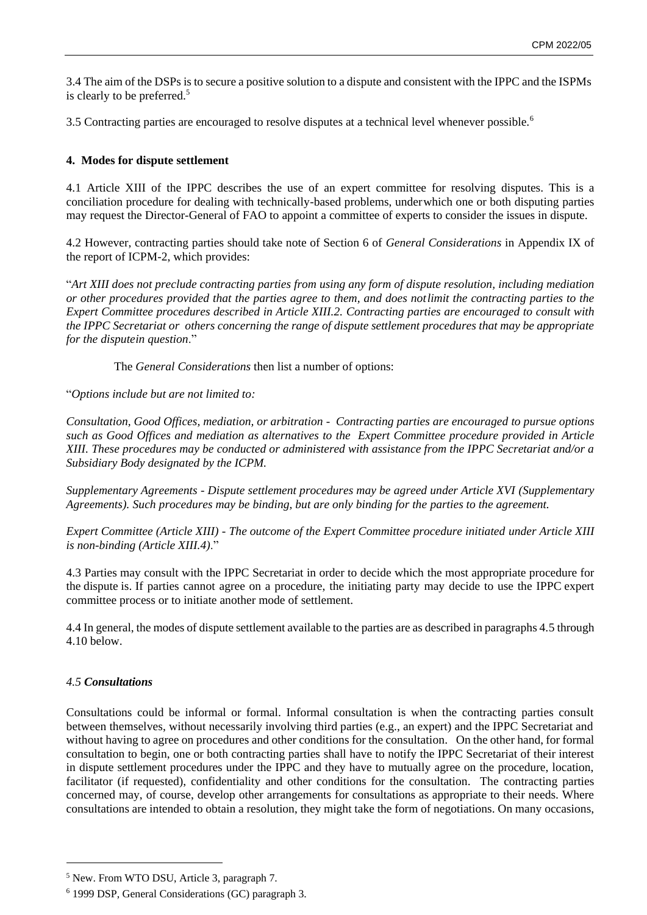3.4 The aim of the DSPs is to secure a positive solution to a dispute and consistent with the IPPC and the ISPMs is clearly to be preferred.[5]

3.5 Contracting parties are encouraged to resolve disputes at a technical level whenever possible.[6]

**4. Modes for dispute settlement**

4.1 Article XIII of the IPPC describes the use of an expert committee for resolving disputes. This is a conciliation procedure for dealing with technically-based problems, under which one or both disputing parties may request the Director-General of FAO to appoint a committee of experts to consider the issues in dispute.

4.2 However, contracting parties should take note of Section 6 of *General Considerations* in Appendix IX of the report of ICPM-2, which provides:

"*Art XIII does not preclude contracting parties from using any form of dispute resolution, including mediation or other procedures provided that the parties agree to them, and does not limit the contracting parties to the Expert Committee procedures described in Article XIII.2. Contracting parties are encouraged to consult with the IPPC Secretariat or others concerning the range of dispute settlement procedures that may be appropriate for the dispute in question*."

The *General Considerations* then list a number of options:

"*Options include but are not limited to:*

*Consultation, Good Offices, mediation, or arbitration - Contracting parties are encouraged to pursue options such as Good Offices and mediation as alternatives to the Expert Committee procedure provided in Article XIII. These procedures may be conducted or administered with assistance from the IPPC Secretariat and/or a Subsidiary Body designated by the ICPM.*

*Supplementary Agreements - Dispute settlement procedures may be agreed under Article XVI (Supplementary Agreements). Such procedures may be binding, but are only binding for the parties to the agreement.*

*Expert Committee (Article XIII) - The outcome of the Expert Committee procedure initiated under Article XIII is non-binding (Article XIII.4).*"

4.3 Parties may consult with the IPPC Secretariat in order to decide which the most appropriate procedure for the dispute is. If parties cannot agree on a procedure, the initiating party may decide to use the IPPC expert committee process or to initiate another mode of settlement.

4.4 In general, the modes of dispute settlement available to the parties are as described in paragraphs 4.5 through 4.10 below.

*4.5* ***Consultations***

Consultations could be informal or formal. Informal consultation is when the contracting parties consult between themselves, without necessarily involving third parties (e.g., an expert) and the IPPC Secretariat and without having to agree on procedures and other conditions for the consultation. On the other hand, for formal consultation to begin, one or both contracting parties shall have to notify the IPPC Secretariat of their interest in dispute settlement procedures under the IPPC and they have to mutually agree on the procedure, location, facilitator (if requested), confidentiality and other conditions for the consultation. The contracting parties concerned may, of course, develop other arrangements for consultations as appropriate to their needs. Where consultations are intended to obtain a resolution, they might take the form of negotiations. On many occasions,

---

[5] New. From WTO DSU, Article 3, paragraph 7.

[6] 1999 DSP, General Considerations (GC) paragraph 3.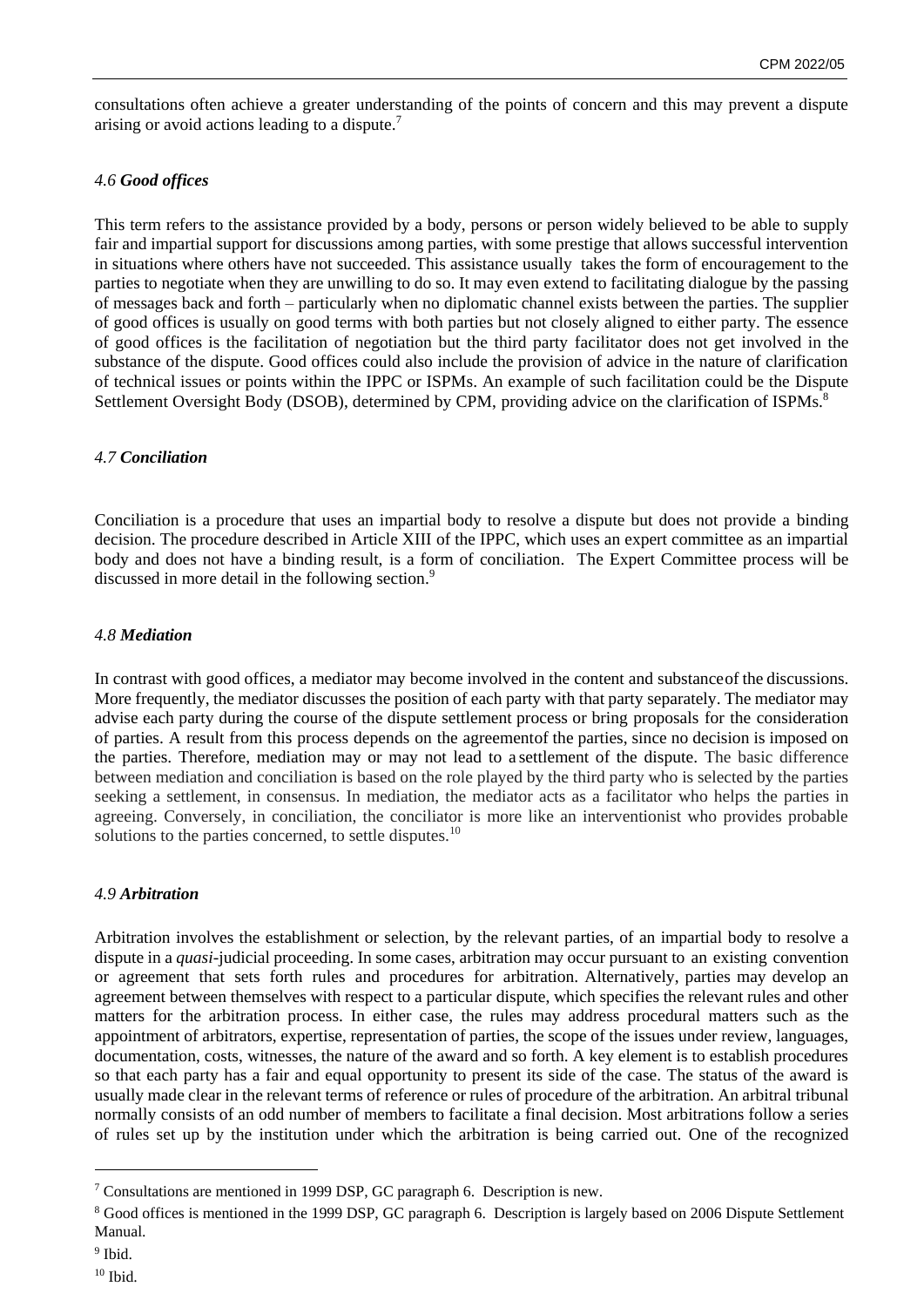consultations often achieve a greater understanding of the points of concern and this may prevent a dispute arising or avoid actions leading to a dispute.[7]

### *4.6 Good offices*

This term refers to the assistance provided by a body, persons or person widely believed to be able to supply fair and impartial support for discussions among parties, with some prestige that allows successful intervention in situations where others have not succeeded. This assistance usually takes the form of encouragement to the parties to negotiate when they are unwilling to do so. It may even extend to facilitating dialogue by the passing of messages back and forth – particularly when no diplomatic channel exists between the parties. The supplier of good offices is usually on good terms with both parties but not closely aligned to either party. The essence of good offices is the facilitation of negotiation but the third party facilitator does not get involved in the substance of the dispute. Good offices could also include the provision of advice in the nature of clarification of technical issues or points within the IPPC or ISPMs. An example of such facilitation could be the Dispute Settlement Oversight Body (DSOB), determined by CPM, providing advice on the clarification of ISPMs.[8]

### *4.7 Conciliation*

Conciliation is a procedure that uses an impartial body to resolve a dispute but does not provide a binding decision. The procedure described in Article XIII of the IPPC, which uses an expert committee as an impartial body and does not have a binding result, is a form of conciliation. The Expert Committee process will be discussed in more detail in the following section.[9]

### *4.8 Mediation*

In contrast with good offices, a mediator may become involved in the content and substance of the discussions. More frequently, the mediator discusses the position of each party with that party separately. The mediator may advise each party during the course of the dispute settlement process or bring proposals for the consideration of parties. A result from this process depends on the agreement of the parties, since no decision is imposed on the parties. Therefore, mediation may or may not lead to a settlement of the dispute. The basic difference between mediation and conciliation is based on the role played by the third party who is selected by the parties seeking a settlement, in consensus. In mediation, the mediator acts as a facilitator who helps the parties in agreeing. Conversely, in conciliation, the conciliator is more like an interventionist who provides probable solutions to the parties concerned, to settle disputes.[10]

### *4.9 Arbitration*

Arbitration involves the establishment or selection, by the relevant parties, of an impartial body to resolve a dispute in a *quasi*-judicial proceeding. In some cases, arbitration may occur pursuant to an existing convention or agreement that sets forth rules and procedures for arbitration. Alternatively, parties may develop an agreement between themselves with respect to a particular dispute, which specifies the relevant rules and other matters for the arbitration process. In either case, the rules may address procedural matters such as the appointment of arbitrators, expertise, representation of parties, the scope of the issues under review, languages, documentation, costs, witnesses, the nature of the award and so forth. A key element is to establish procedures so that each party has a fair and equal opportunity to present its side of the case. The status of the award is usually made clear in the relevant terms of reference or rules of procedure of the arbitration. An arbitral tribunal normally consists of an odd number of members to facilitate a final decision. Most arbitrations follow a series of rules set up by the institution under which the arbitration is being carried out. One of the recognized

---

[7] Consultations are mentioned in 1999 DSP, GC paragraph 6. Description is new.

[8] Good offices is mentioned in the 1999 DSP, GC paragraph 6. Description is largely based on 2006 Dispute Settlement Manual.

[9] Ibid.

[10] Ibid.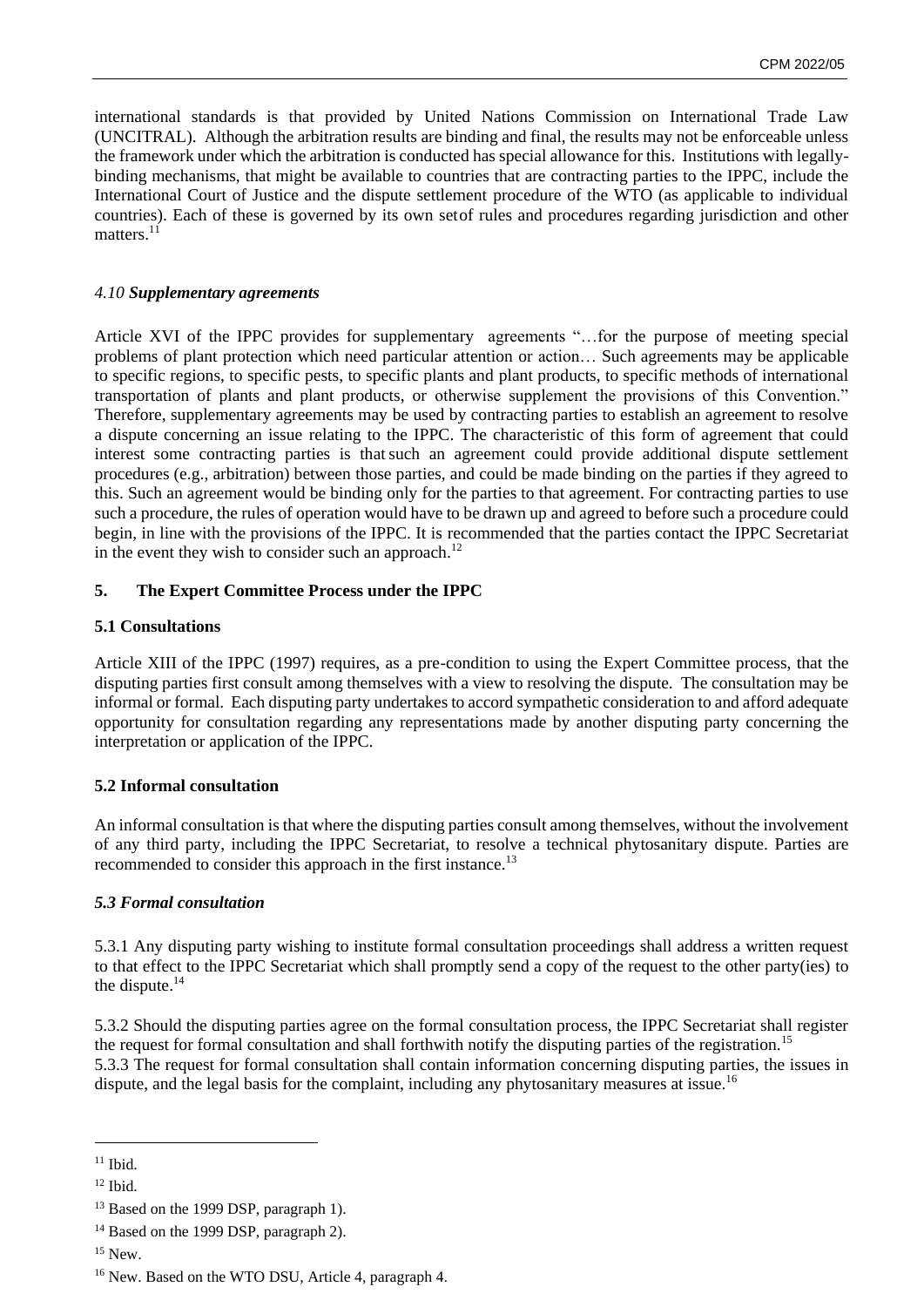international standards is that provided by United Nations Commission on International Trade Law (UNCITRAL). Although the arbitration results are binding and final, the results may not be enforceable unless the framework under which the arbitration is conducted has special allowance for this. Institutions with legally-binding mechanisms, that might be available to countries that are contracting parties to the IPPC, include the International Court of Justice and the dispute settlement procedure of the WTO (as applicable to individual countries). Each of these is governed by its own setof rules and procedures regarding jurisdiction and other matters.[11]

### *4.10 **Supplementary agreements***

Article XVI of the IPPC provides for supplementary agreements "…for the purpose of meeting special problems of plant protection which need particular attention or action… Such agreements may be applicable to specific regions, to specific pests, to specific plants and plant products, to specific methods of international transportation of plants and plant products, or otherwise supplement the provisions of this Convention." Therefore, supplementary agreements may be used by contracting parties to establish an agreement to resolve a dispute concerning an issue relating to the IPPC. The characteristic of this form of agreement that could interest some contracting parties is that such an agreement could provide additional dispute settlement procedures (e.g., arbitration) between those parties, and could be made binding on the parties if they agreed to this. Such an agreement would be binding only for the parties to that agreement. For contracting parties to use such a procedure, the rules of operation would have to be drawn up and agreed to before such a procedure could begin, in line with the provisions of the IPPC. It is recommended that the parties contact the IPPC Secretariat in the event they wish to consider such an approach.[12]

## 5. The Expert Committee Process under the IPPC

### 5.1 Consultations

Article XIII of the IPPC (1997) requires, as a pre-condition to using the Expert Committee process, that the disputing parties first consult among themselves with a view to resolving the dispute. The consultation may be informal or formal. Each disputing party undertakes to accord sympathetic consideration to and afford adequate opportunity for consultation regarding any representations made by another disputing party concerning the interpretation or application of the IPPC.

### 5.2 Informal consultation

An informal consultation is that where the disputing parties consult among themselves, without the involvement of any third party, including the IPPC Secretariat, to resolve a technical phytosanitary dispute. Parties are recommended to consider this approach in the first instance.[13]

### *5.3 Formal consultation*

5.3.1 Any disputing party wishing to institute formal consultation proceedings shall address a written request to that effect to the IPPC Secretariat which shall promptly send a copy of the request to the other party(ies) to the dispute.[14]

5.3.2 Should the disputing parties agree on the formal consultation process, the IPPC Secretariat shall register the request for formal consultation and shall forthwith notify the disputing parties of the registration.[15]

5.3.3 The request for formal consultation shall contain information concerning disputing parties, the issues in dispute, and the legal basis for the complaint, including any phytosanitary measures at issue.[16]

---

[11] Ibid.

[12] Ibid.

[13] Based on the 1999 DSP, paragraph 1).

[14] Based on the 1999 DSP, paragraph 2).

[15] New.

[16] New. Based on the WTO DSU, Article 4, paragraph 4.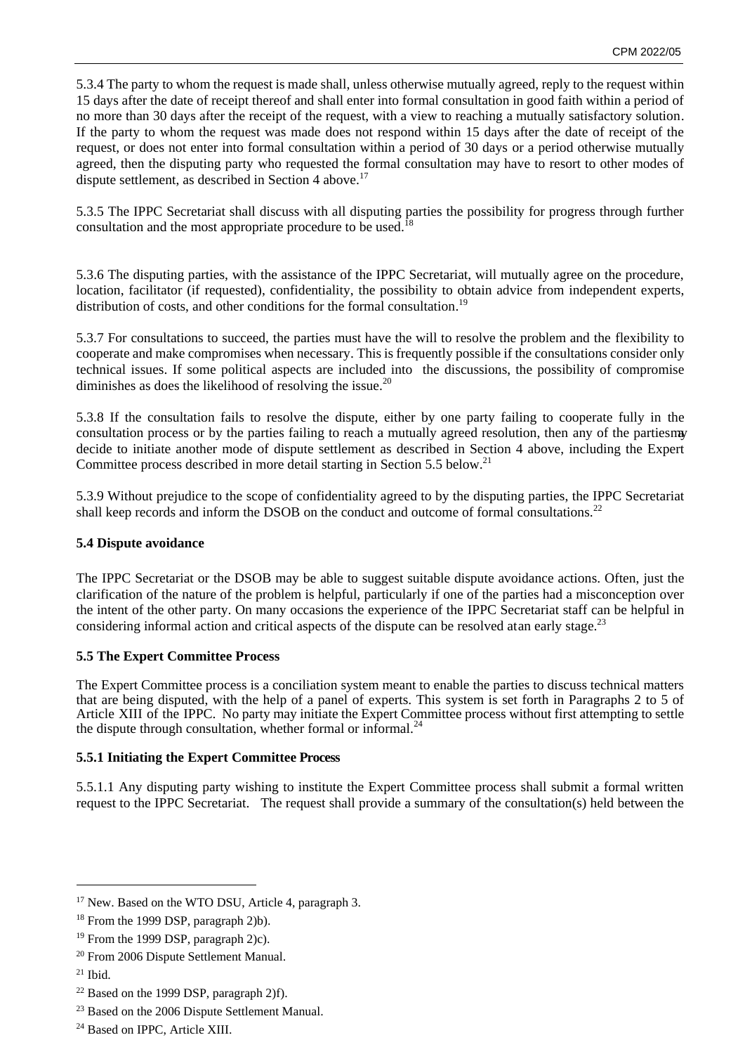5.3.4 The party to whom the request is made shall, unless otherwise mutually agreed, reply to the request within 15 days after the date of receipt thereof and shall enter into formal consultation in good faith within a period of no more than 30 days after the receipt of the request, with a view to reaching a mutually satisfactory solution. If the party to whom the request was made does not respond within 15 days after the date of receipt of the request, or does not enter into formal consultation within a period of 30 days or a period otherwise mutually agreed, then the disputing party who requested the formal consultation may have to resort to other modes of dispute settlement, as described in Section 4 above.[17]

5.3.5 The IPPC Secretariat shall discuss with all disputing parties the possibility for progress through further consultation and the most appropriate procedure to be used.[18]

5.3.6 The disputing parties, with the assistance of the IPPC Secretariat, will mutually agree on the procedure, location, facilitator (if requested), confidentiality, the possibility to obtain advice from independent experts, distribution of costs, and other conditions for the formal consultation.[19]

5.3.7 For consultations to succeed, the parties must have the will to resolve the problem and the flexibility to cooperate and make compromises when necessary. This is frequently possible if the consultations consider only technical issues. If some political aspects are included into the discussions, the possibility of compromise diminishes as does the likelihood of resolving the issue.[20]

5.3.8 If the consultation fails to resolve the dispute, either by one party failing to cooperate fully in the consultation process or by the parties failing to reach a mutually agreed resolution, then any of the parties may decide to initiate another mode of dispute settlement as described in Section 4 above, including the Expert Committee process described in more detail starting in Section 5.5 below.[21]

5.3.9 Without prejudice to the scope of confidentiality agreed to by the disputing parties, the IPPC Secretariat shall keep records and inform the DSOB on the conduct and outcome of formal consultations.[22]

**5.4 Dispute avoidance**

The IPPC Secretariat or the DSOB may be able to suggest suitable dispute avoidance actions. Often, just the clarification of the nature of the problem is helpful, particularly if one of the parties had a misconception over the intent of the other party. On many occasions the experience of the IPPC Secretariat staff can be helpful in considering informal action and critical aspects of the dispute can be resolved at an early stage.[23]

**5.5 The Expert Committee Process**

The Expert Committee process is a conciliation system meant to enable the parties to discuss technical matters that are being disputed, with the help of a panel of experts. This system is set forth in Paragraphs 2 to 5 of Article XIII of the IPPC. No party may initiate the Expert Committee process without first attempting to settle the dispute through consultation, whether formal or informal.[24]

**5.5.1 Initiating the Expert Committee Process**

5.5.1.1 Any disputing party wishing to institute the Expert Committee process shall submit a formal written request to the IPPC Secretariat. The request shall provide a summary of the consultation(s) held between the

[17] New. Based on the WTO DSU, Article 4, paragraph 3.

[18] From the 1999 DSP, paragraph 2)b).

[19] From the 1999 DSP, paragraph 2)c).

[20] From 2006 Dispute Settlement Manual.

[21] Ibid.

[22] Based on the 1999 DSP, paragraph 2)f).

[23] Based on the 2006 Dispute Settlement Manual.

[24] Based on IPPC, Article XIII.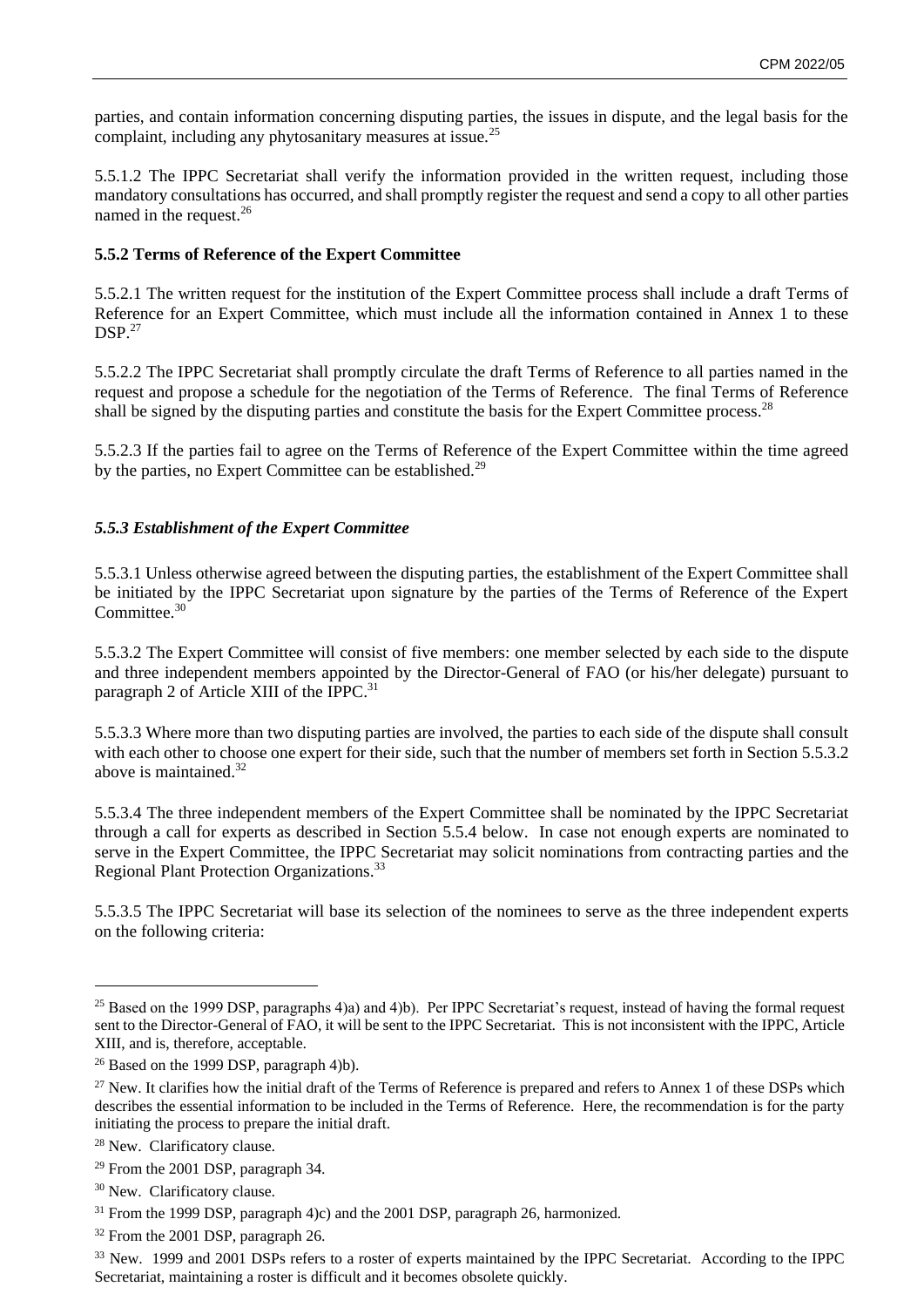parties, and contain information concerning disputing parties, the issues in dispute, and the legal basis for the complaint, including any phytosanitary measures at issue.[25]

5.5.1.2 The IPPC Secretariat shall verify the information provided in the written request, including those mandatory consultations has occurred, and shall promptly register the request and send a copy to all other parties named in the request.[26]

**5.5.2 Terms of Reference of the Expert Committee**

5.5.2.1 The written request for the institution of the Expert Committee process shall include a draft Terms of Reference for an Expert Committee, which must include all the information contained in Annex 1 to these DSP.[27]

5.5.2.2 The IPPC Secretariat shall promptly circulate the draft Terms of Reference to all parties named in the request and propose a schedule for the negotiation of the Terms of Reference. The final Terms of Reference shall be signed by the disputing parties and constitute the basis for the Expert Committee process.[28]

5.5.2.3 If the parties fail to agree on the Terms of Reference of the Expert Committee within the time agreed by the parties, no Expert Committee can be established.[29]

***5.5.3 Establishment of the Expert Committee***

5.5.3.1 Unless otherwise agreed between the disputing parties, the establishment of the Expert Committee shall be initiated by the IPPC Secretariat upon signature by the parties of the Terms of Reference of the Expert Committee.[30]

5.5.3.2 The Expert Committee will consist of five members: one member selected by each side to the dispute and three independent members appointed by the Director-General of FAO (or his/her delegate) pursuant to paragraph 2 of Article XIII of the IPPC.[31]

5.5.3.3 Where more than two disputing parties are involved, the parties to each side of the dispute shall consult with each other to choose one expert for their side, such that the number of members set forth in Section 5.5.3.2 above is maintained.[32]

5.5.3.4 The three independent members of the Expert Committee shall be nominated by the IPPC Secretariat through a call for experts as described in Section 5.5.4 below. In case not enough experts are nominated to serve in the Expert Committee, the IPPC Secretariat may solicit nominations from contracting parties and the Regional Plant Protection Organizations.[33]

5.5.3.5 The IPPC Secretariat will base its selection of the nominees to serve as the three independent experts on the following criteria:

---

[25] Based on the 1999 DSP, paragraphs 4)a) and 4)b). Per IPPC Secretariat's request, instead of having the formal request sent to the Director-General of FAO, it will be sent to the IPPC Secretariat. This is not inconsistent with the IPPC, Article XIII, and is, therefore, acceptable.

[26] Based on the 1999 DSP, paragraph 4)b).

[27] New. It clarifies how the initial draft of the Terms of Reference is prepared and refers to Annex 1 of these DSPs which describes the essential information to be included in the Terms of Reference. Here, the recommendation is for the party initiating the process to prepare the initial draft.

[28] New. Clarificatory clause.

[29] From the 2001 DSP, paragraph 34.

[30] New. Clarificatory clause.

[31] From the 1999 DSP, paragraph 4)c) and the 2001 DSP, paragraph 26, harmonized.

[32] From the 2001 DSP, paragraph 26.

[33] New. 1999 and 2001 DSPs refers to a roster of experts maintained by the IPPC Secretariat. According to the IPPC Secretariat, maintaining a roster is difficult and it becomes obsolete quickly.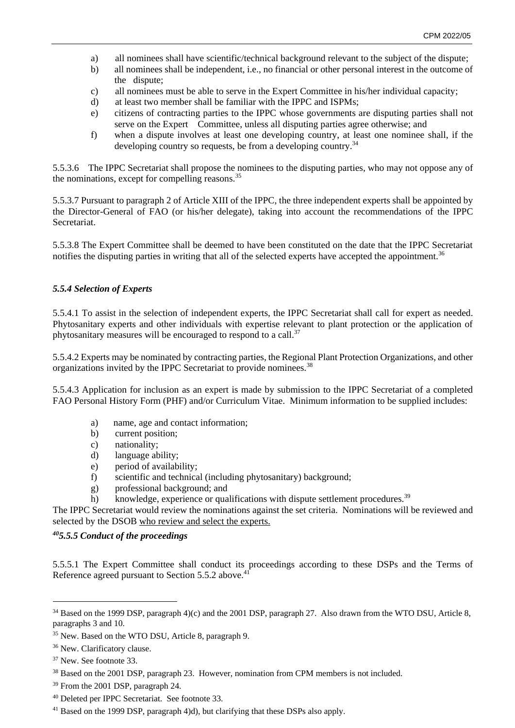a) all nominees shall have scientific/technical background relevant to the subject of the dispute;
b) all nominees shall be independent, i.e., no financial or other personal interest in the outcome of the dispute;
c) all nominees must be able to serve in the Expert Committee in his/her individual capacity;
d) at least two member shall be familiar with the IPPC and ISPMs;
e) citizens of contracting parties to the IPPC whose governments are disputing parties shall not serve on the Expert Committee, unless all disputing parties agree otherwise; and
f) when a dispute involves at least one developing country, at least one nominee shall, if the developing country so requests, be from a developing country.[34]

5.5.3.6 The IPPC Secretariat shall propose the nominees to the disputing parties, who may not oppose any of the nominations, except for compelling reasons.[35]

5.5.3.7 Pursuant to paragraph 2 of Article XIII of the IPPC, the three independent experts shall be appointed by the Director-General of FAO (or his/her delegate), taking into account the recommendations of the IPPC Secretariat.

5.5.3.8 The Expert Committee shall be deemed to have been constituted on the date that the IPPC Secretariat notifies the disputing parties in writing that all of the selected experts have accepted the appointment.[36]

### *5.5.4 Selection of Experts*

5.5.4.1 To assist in the selection of independent experts, the IPPC Secretariat shall call for expert as needed. Phytosanitary experts and other individuals with expertise relevant to plant protection or the application of phytosanitary measures will be encouraged to respond to a call.[37]

5.5.4.2 Experts may be nominated by contracting parties, the Regional Plant Protection Organizations, and other organizations invited by the IPPC Secretariat to provide nominees.[38]

5.5.4.3 Application for inclusion as an expert is made by submission to the IPPC Secretariat of a completed FAO Personal History Form (PHF) and/or Curriculum Vitae. Minimum information to be supplied includes:

a) name, age and contact information;
b) current position;
c) nationality;
d) language ability;
e) period of availability;
f) scientific and technical (including phytosanitary) background;
g) professional background; and
h) knowledge, experience or qualifications with dispute settlement procedures.[39]

The IPPC Secretariat would review the nominations against the set criteria. Nominations will be reviewed and selected by the DSOB <u>who review and select the experts.</u>

### [40]*5.5.5 Conduct of the proceedings*

5.5.5.1 The Expert Committee shall conduct its proceedings according to these DSPs and the Terms of Reference agreed pursuant to Section 5.5.2 above.[41]

---

[34] Based on the 1999 DSP, paragraph 4)(c) and the 2001 DSP, paragraph 27. Also drawn from the WTO DSU, Article 8, paragraphs 3 and 10.

[35] New. Based on the WTO DSU, Article 8, paragraph 9.

[36] New. Clarificatory clause.

[37] New. See footnote 33.

[38] Based on the 2001 DSP, paragraph 23. However, nomination from CPM members is not included.

[39] From the 2001 DSP, paragraph 24.

[40] Deleted per IPPC Secretariat. See footnote 33.

[41] Based on the 1999 DSP, paragraph 4)d), but clarifying that these DSPs also apply.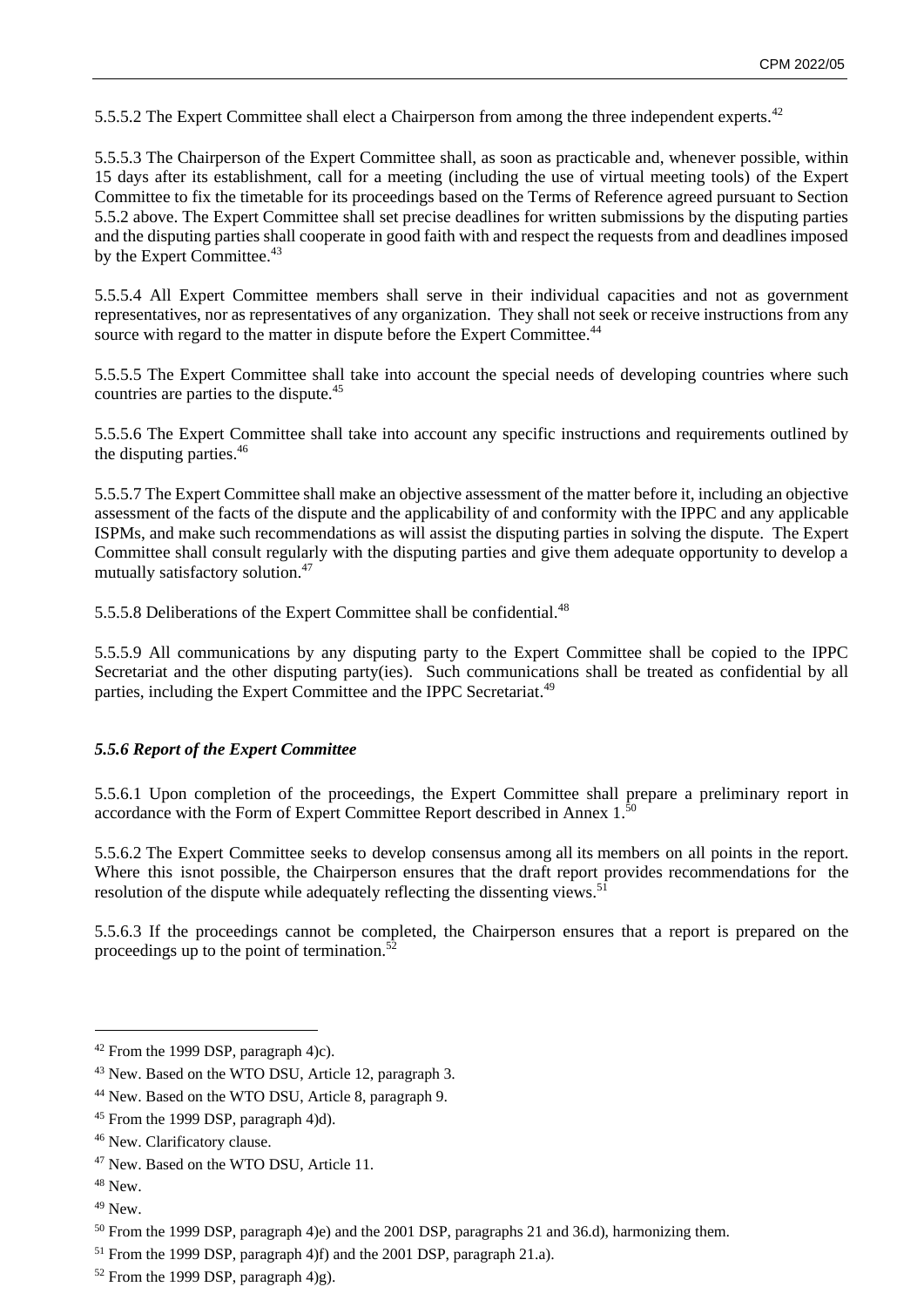5.5.5.2 The Expert Committee shall elect a Chairperson from among the three independent experts.[42]

5.5.5.3 The Chairperson of the Expert Committee shall, as soon as practicable and, whenever possible, within 15 days after its establishment, call for a meeting (including the use of virtual meeting tools) of the Expert Committee to fix the timetable for its proceedings based on the Terms of Reference agreed pursuant to Section 5.5.2 above. The Expert Committee shall set precise deadlines for written submissions by the disputing parties and the disputing parties shall cooperate in good faith with and respect the requests from and deadlines imposed by the Expert Committee.[43]

5.5.5.4 All Expert Committee members shall serve in their individual capacities and not as government representatives, nor as representatives of any organization. They shall not seek or receive instructions from any source with regard to the matter in dispute before the Expert Committee.[44]

5.5.5.5 The Expert Committee shall take into account the special needs of developing countries where such countries are parties to the dispute.[45]

5.5.5.6 The Expert Committee shall take into account any specific instructions and requirements outlined by the disputing parties.[46]

5.5.5.7 The Expert Committee shall make an objective assessment of the matter before it, including an objective assessment of the facts of the dispute and the applicability of and conformity with the IPPC and any applicable ISPMs, and make such recommendations as will assist the disputing parties in solving the dispute. The Expert Committee shall consult regularly with the disputing parties and give them adequate opportunity to develop a mutually satisfactory solution.[47]

5.5.5.8 Deliberations of the Expert Committee shall be confidential.[48]

5.5.5.9 All communications by any disputing party to the Expert Committee shall be copied to the IPPC Secretariat and the other disputing party(ies). Such communications shall be treated as confidential by all parties, including the Expert Committee and the IPPC Secretariat.[49]

### *5.5.6 Report of the Expert Committee*

5.5.6.1 Upon completion of the proceedings, the Expert Committee shall prepare a preliminary report in accordance with the Form of Expert Committee Report described in Annex 1.[50]

5.5.6.2 The Expert Committee seeks to develop consensus among all its members on all points in the report. Where this isnot possible, the Chairperson ensures that the draft report provides recommendations for the resolution of the dispute while adequately reflecting the dissenting views.[51]

5.5.6.3 If the proceedings cannot be completed, the Chairperson ensures that a report is prepared on the proceedings up to the point of termination.[52]

---

[42] From the 1999 DSP, paragraph 4)c).

[43] New. Based on the WTO DSU, Article 12, paragraph 3.

[44] New. Based on the WTO DSU, Article 8, paragraph 9.

[45] From the 1999 DSP, paragraph 4)d).

[46] New. Clarificatory clause.

[47] New. Based on the WTO DSU, Article 11.

[48] New.

[49] New.

[50] From the 1999 DSP, paragraph 4)e) and the 2001 DSP, paragraphs 21 and 36.d), harmonizing them.

[51] From the 1999 DSP, paragraph 4)f) and the 2001 DSP, paragraph 21.a).

[52] From the 1999 DSP, paragraph 4)g).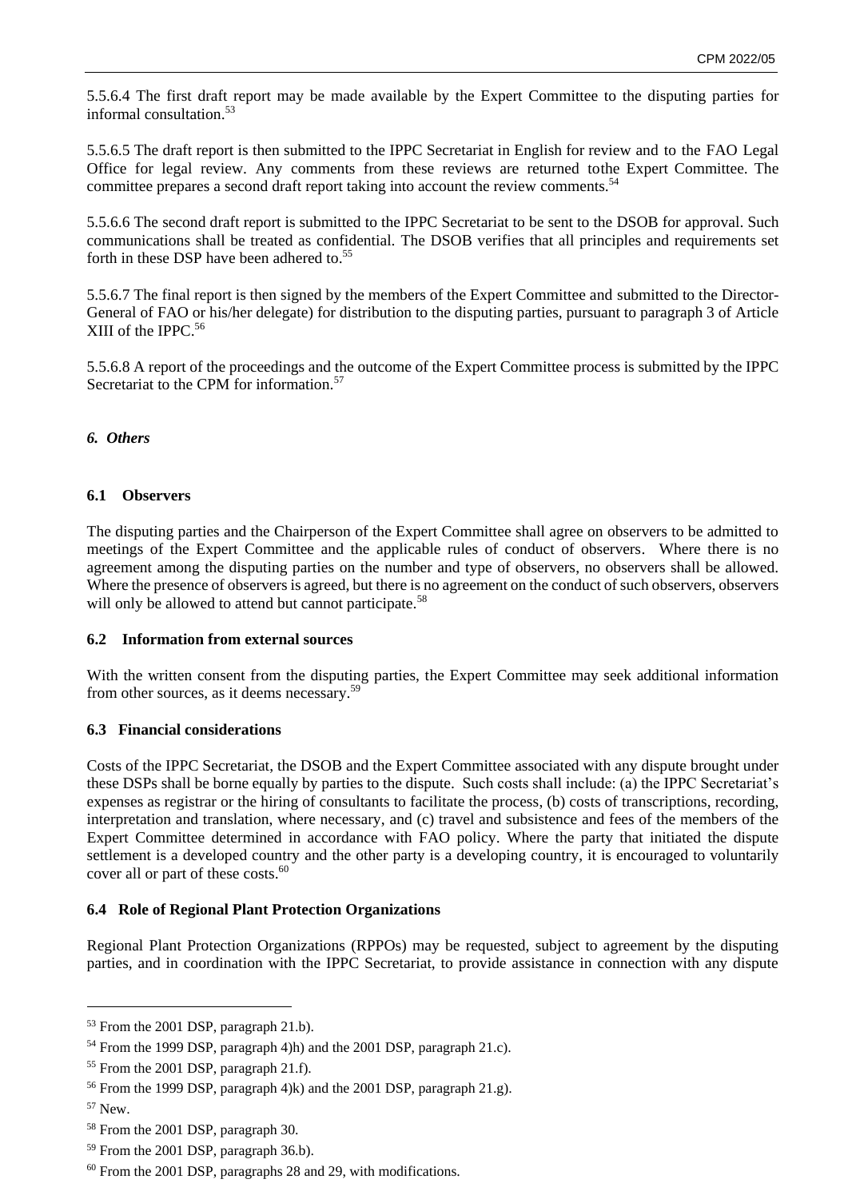5.5.6.4 The first draft report may be made available by the Expert Committee to the disputing parties for informal consultation.[53]

5.5.6.5 The draft report is then submitted to the IPPC Secretariat in English for review and to the FAO Legal Office for legal review. Any comments from these reviews are returned tothe Expert Committee. The committee prepares a second draft report taking into account the review comments.[54]

5.5.6.6 The second draft report is submitted to the IPPC Secretariat to be sent to the DSOB for approval. Such communications shall be treated as confidential. The DSOB verifies that all principles and requirements set forth in these DSP have been adhered to.[55]

5.5.6.7 The final report is then signed by the members of the Expert Committee and submitted to the Director-General of FAO or his/her delegate) for distribution to the disputing parties, pursuant to paragraph 3 of Article XIII of the IPPC.[56]

5.5.6.8 A report of the proceedings and the outcome of the Expert Committee process is submitted by the IPPC Secretariat to the CPM for information.[57]

## *6. Others*

### 6.1 Observers

The disputing parties and the Chairperson of the Expert Committee shall agree on observers to be admitted to meetings of the Expert Committee and the applicable rules of conduct of observers. Where there is no agreement among the disputing parties on the number and type of observers, no observers shall be allowed. Where the presence of observers is agreed, but there is no agreement on the conduct of such observers, observers will only be allowed to attend but cannot participate.[58]

### 6.2 Information from external sources

With the written consent from the disputing parties, the Expert Committee may seek additional information from other sources, as it deems necessary.[59]

### 6.3 Financial considerations

Costs of the IPPC Secretariat, the DSOB and the Expert Committee associated with any dispute brought under these DSPs shall be borne equally by parties to the dispute. Such costs shall include: (a) the IPPC Secretariat's expenses as registrar or the hiring of consultants to facilitate the process, (b) costs of transcriptions, recording, interpretation and translation, where necessary, and (c) travel and subsistence and fees of the members of the Expert Committee determined in accordance with FAO policy. Where the party that initiated the dispute settlement is a developed country and the other party is a developing country, it is encouraged to voluntarily cover all or part of these costs.[60]

### 6.4 Role of Regional Plant Protection Organizations

Regional Plant Protection Organizations (RPPOs) may be requested, subject to agreement by the disputing parties, and in coordination with the IPPC Secretariat, to provide assistance in connection with any dispute

---

[53] From the 2001 DSP, paragraph 21.b).

[54] From the 1999 DSP, paragraph 4)h) and the 2001 DSP, paragraph 21.c).

[55] From the 2001 DSP, paragraph 21.f).

[56] From the 1999 DSP, paragraph 4)k) and the 2001 DSP, paragraph 21.g).

[57] New.

[58] From the 2001 DSP, paragraph 30.

[59] From the 2001 DSP, paragraph 36.b).

[60] From the 2001 DSP, paragraphs 28 and 29, with modifications.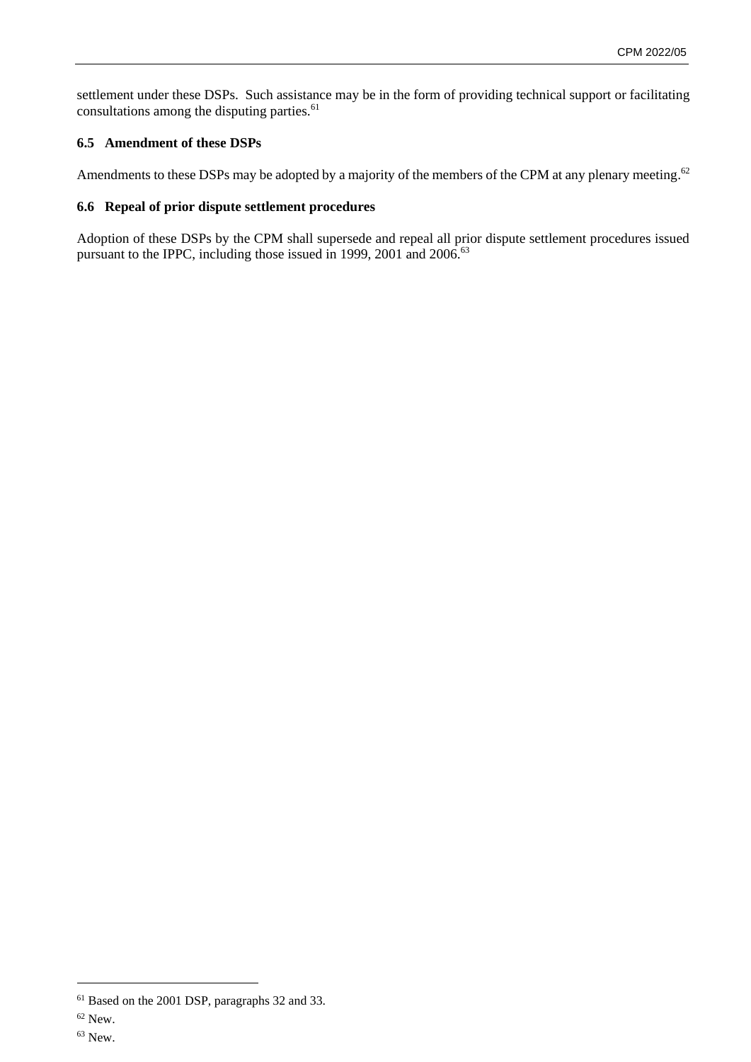settlement under these DSPs. Such assistance may be in the form of providing technical support or facilitating consultations among the disputing parties.[61]

### 6.5 Amendment of these DSPs

Amendments to these DSPs may be adopted by a majority of the members of the CPM at any plenary meeting.[62]

### 6.6 Repeal of prior dispute settlement procedures

Adoption of these DSPs by the CPM shall supersede and repeal all prior dispute settlement procedures issued pursuant to the IPPC, including those issued in 1999, 2001 and 2006.[63]

---

[61] Based on the 2001 DSP, paragraphs 32 and 33.

[62] New.

[63] New.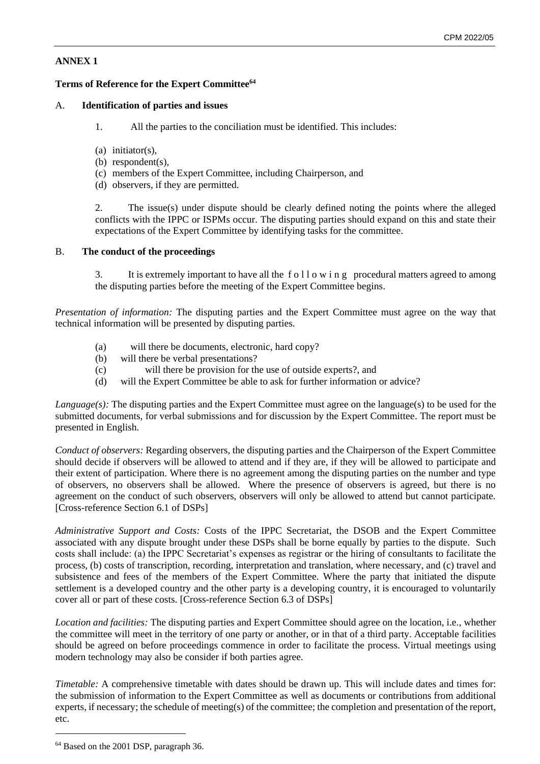**ANNEX 1**

**Terms of Reference for the Expert Committee**[64]

A. **Identification of parties and issues**

1. All the parties to the conciliation must be identified. This includes:

(a) initiator(s),
(b) respondent(s),
(c) members of the Expert Committee, including Chairperson, and
(d) observers, if they are permitted.

2. The issue(s) under dispute should be clearly defined noting the points where the alleged conflicts with the IPPC or ISPMs occur. The disputing parties should expand on this and state their expectations of the Expert Committee by identifying tasks for the committee.

B. **The conduct of the proceedings**

3. It is extremely important to have all the following procedural matters agreed to among the disputing parties before the meeting of the Expert Committee begins.

*Presentation of information:* The disputing parties and the Expert Committee must agree on the way that technical information will be presented by disputing parties.

(a) will there be documents, electronic, hard copy?
(b) will there be verbal presentations?
(c) will there be provision for the use of outside experts?, and
(d) will the Expert Committee be able to ask for further information or advice?

*Language(s):* The disputing parties and the Expert Committee must agree on the language(s) to be used for the submitted documents, for verbal submissions and for discussion by the Expert Committee. The report must be presented in English.

*Conduct of observers:* Regarding observers, the disputing parties and the Chairperson of the Expert Committee should decide if observers will be allowed to attend and if they are, if they will be allowed to participate and their extent of participation. Where there is no agreement among the disputing parties on the number and type of observers, no observers shall be allowed. Where the presence of observers is agreed, but there is no agreement on the conduct of such observers, observers will only be allowed to attend but cannot participate. [Cross-reference Section 6.1 of DSPs]

*Administrative Support and Costs:* Costs of the IPPC Secretariat, the DSOB and the Expert Committee associated with any dispute brought under these DSPs shall be borne equally by parties to the dispute. Such costs shall include: (a) the IPPC Secretariat's expenses as registrar or the hiring of consultants to facilitate the process, (b) costs of transcription, recording, interpretation and translation, where necessary, and (c) travel and subsistence and fees of the members of the Expert Committee. Where the party that initiated the dispute settlement is a developed country and the other party is a developing country, it is encouraged to voluntarily cover all or part of these costs. [Cross-reference Section 6.3 of DSPs]

*Location and facilities:* The disputing parties and Expert Committee should agree on the location, i.e., whether the committee will meet in the territory of one party or another, or in that of a third party. Acceptable facilities should be agreed on before proceedings commence in order to facilitate the process. Virtual meetings using modern technology may also be consider if both parties agree.

*Timetable:* A comprehensive timetable with dates should be drawn up. This will include dates and times for: the submission of information to the Expert Committee as well as documents or contributions from additional experts, if necessary; the schedule of meeting(s) of the committee; the completion and presentation of the report, etc.

---

[64] Based on the 2001 DSP, paragraph 36.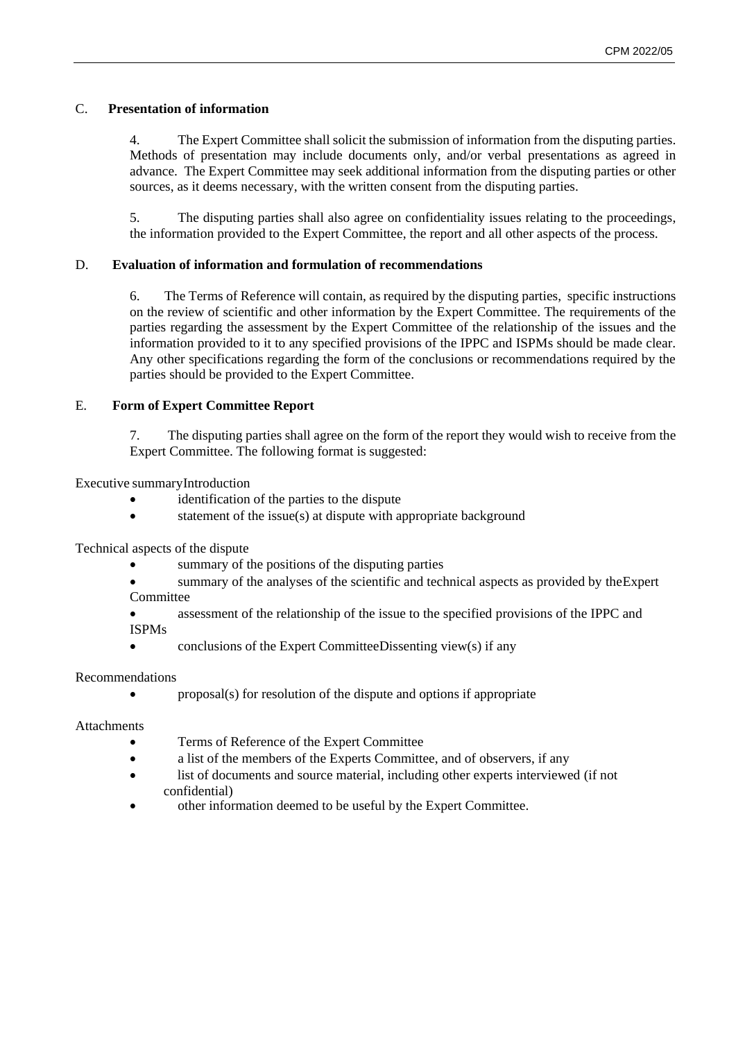## C. Presentation of information

4. The Expert Committee shall solicit the submission of information from the disputing parties. Methods of presentation may include documents only, and/or verbal presentations as agreed in advance. The Expert Committee may seek additional information from the disputing parties or other sources, as it deems necessary, with the written consent from the disputing parties.

5. The disputing parties shall also agree on confidentiality issues relating to the proceedings, the information provided to the Expert Committee, the report and all other aspects of the process.

## D. Evaluation of information and formulation of recommendations

6. The Terms of Reference will contain, as required by the disputing parties, specific instructions on the review of scientific and other information by the Expert Committee. The requirements of the parties regarding the assessment by the Expert Committee of the relationship of the issues and the information provided to it to any specified provisions of the IPPC and ISPMs should be made clear. Any other specifications regarding the form of the conclusions or recommendations required by the parties should be provided to the Expert Committee.

## E. Form of Expert Committee Report

7. The disputing parties shall agree on the form of the report they would wish to receive from the Expert Committee. The following format is suggested:

Executive summaryIntroduction

- identification of the parties to the dispute
- statement of the issue(s) at dispute with appropriate background

Technical aspects of the dispute

- summary of the positions of the disputing parties
- summary of the analyses of the scientific and technical aspects as provided by theExpert Committee
- assessment of the relationship of the issue to the specified provisions of the IPPC and ISPMs
- conclusions of the Expert CommitteeDissenting view(s) if any

Recommendations

- proposal(s) for resolution of the dispute and options if appropriate

Attachments

- Terms of Reference of the Expert Committee
- a list of the members of the Experts Committee, and of observers, if any
- list of documents and source material, including other experts interviewed (if not confidential)
- other information deemed to be useful by the Expert Committee.